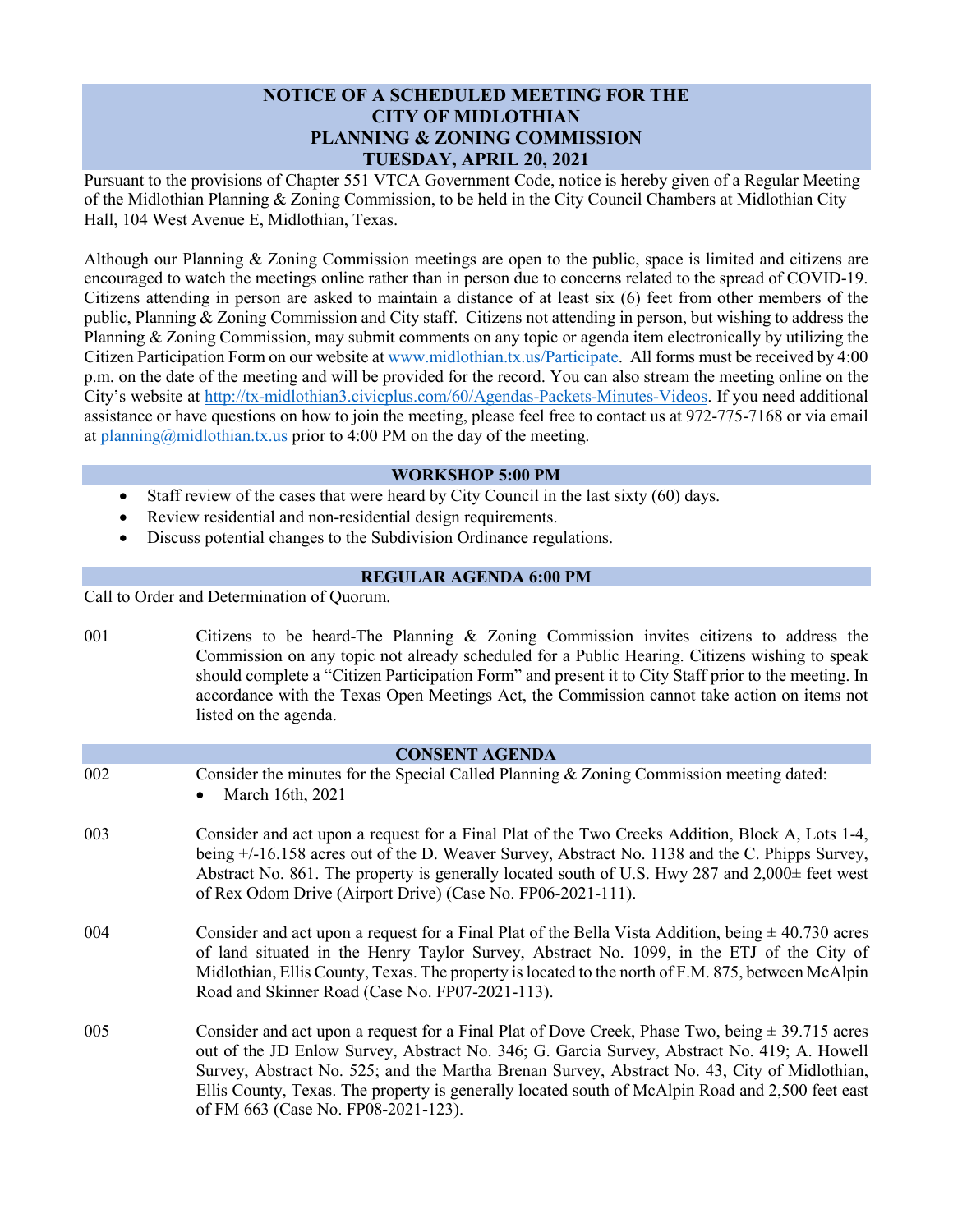# NOTICE OF A SCHEDULED MEETING FOR THE CITY OF MIDLOTHIAN PLANNING & ZONING COMMISSION TUESDAY, APRIL 20, 2021

Pursuant to the provisions of Chapter 551 VTCA Government Code, notice is hereby given of a Regular Meeting of the Midlothian Planning & Zoning Commission, to be held in the City Council Chambers at Midlothian City Hall, 104 West Avenue E, Midlothian, Texas.

Although our Planning & Zoning Commission meetings are open to the public, space is limited and citizens are encouraged to watch the meetings online rather than in person due to concerns related to the spread of COVID-19. Citizens attending in person are asked to maintain a distance of at least six (6) feet from other members of the public, Planning & Zoning Commission and City staff. Citizens not attending in person, but wishing to address the Planning & Zoning Commission, may submit comments on any topic or agenda item electronically by utilizing the Citizen Participation Form on our website at www.midlothian.tx.us/Participate. All forms must be received by 4:00 p.m. on the date of the meeting and will be provided for the record. You can also stream the meeting online on the City's website at http://tx-midlothian3.civicplus.com/60/Agendas-Packets-Minutes-Videos. If you need additional assistance or have questions on how to join the meeting, please feel free to contact us at 972-775-7168 or via email at planning@midlothian.tx.us prior to 4:00 PM on the day of the meeting.

## WORKSHOP 5:00 PM

- Staff review of the cases that were heard by City Council in the last sixty (60) days.
- Review residential and non-residential design requirements.
- Discuss potential changes to the Subdivision Ordinance regulations.

## REGULAR AGENDA 6:00 PM

Call to Order and Determination of Quorum.

001 Citizens to be heard-The Planning & Zoning Commission invites citizens to address the Commission on any topic not already scheduled for a Public Hearing. Citizens wishing to speak should complete a "Citizen Participation Form" and present it to City Staff prior to the meeting. In accordance with the Texas Open Meetings Act, the Commission cannot take action on items not listed on the agenda.

## CONSENT AGENDA

002 Consider the minutes for the Special Called Planning & Zoning Commission meeting dated:

- March 16th, 2021

003 Consider and act upon a request for a Final Plat of the Two Creeks Addition, Block A, Lots 1-4, being +/-16.158 acres out of the D. Weaver Survey, Abstract No. 1138 and the C. Phipps Survey, Abstract No. 861. The property is generally located south of U.S. Hwy 287 and 2,000± feet west of Rex Odom Drive (Airport Drive) (Case No. FP06-2021-111).

004 Consider and act upon a request for a Final Plat of the Bella Vista Addition, being ± 40.730 acres of land situated in the Henry Taylor Survey, Abstract No. 1099, in the ETJ of the City of Midlothian, Ellis County, Texas. The property is located to the north of F.M. 875, between McAlpin Road and Skinner Road (Case No. FP07-2021-113).

005 Consider and act upon a request for a Final Plat of Dove Creek, Phase Two, being ± 39.715 acres out of the JD Enlow Survey, Abstract No. 346; G. Garcia Survey, Abstract No. 419; A. Howell Survey, Abstract No. 525; and the Martha Brenan Survey, Abstract No. 43, City of Midlothian, Ellis County, Texas. The property is generally located south of McAlpin Road and 2,500 feet east of FM 663 (Case No. FP08-2021-123).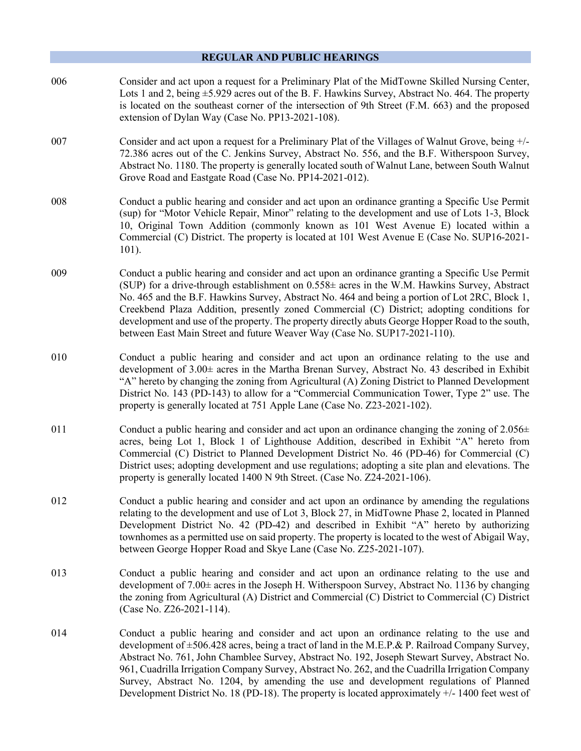## REGULAR AND PUBLIC HEARINGS

006 Consider and act upon a request for a Preliminary Plat of the MidTowne Skilled Nursing Center, Lots 1 and 2, being ±5.929 acres out of the B. F. Hawkins Survey, Abstract No. 464. The property is located on the southeast corner of the intersection of 9th Street (F.M. 663) and the proposed extension of Dylan Way (Case No. PP13-2021-108).

007 Consider and act upon a request for a Preliminary Plat of the Villages of Walnut Grove, being +/- 72.386 acres out of the C. Jenkins Survey, Abstract No. 556, and the B.F. Witherspoon Survey, Abstract No. 1180. The property is generally located south of Walnut Lane, between South Walnut Grove Road and Eastgate Road (Case No. PP14-2021-012).

008 Conduct a public hearing and consider and act upon an ordinance granting a Specific Use Permit (sup) for "Motor Vehicle Repair, Minor" relating to the development and use of Lots 1-3, Block 10, Original Town Addition (commonly known as 101 West Avenue E) located within a Commercial (C) District. The property is located at 101 West Avenue E (Case No. SUP16-2021-101).

009 Conduct a public hearing and consider and act upon an ordinance granting a Specific Use Permit (SUP) for a drive-through establishment on 0.558± acres in the W.M. Hawkins Survey, Abstract No. 465 and the B.F. Hawkins Survey, Abstract No. 464 and being a portion of Lot 2RC, Block 1, Creekbend Plaza Addition, presently zoned Commercial (C) District; adopting conditions for development and use of the property. The property directly abuts George Hopper Road to the south, between East Main Street and future Weaver Way (Case No. SUP17-2021-110).

010 Conduct a public hearing and consider and act upon an ordinance relating to the use and development of 3.00± acres in the Martha Brenan Survey, Abstract No. 43 described in Exhibit "A" hereto by changing the zoning from Agricultural (A) Zoning District to Planned Development District No. 143 (PD-143) to allow for a "Commercial Communication Tower, Type 2" use. The property is generally located at 751 Apple Lane (Case No. Z23-2021-102).

011 Conduct a public hearing and consider and act upon an ordinance changing the zoning of 2.056± acres, being Lot 1, Block 1 of Lighthouse Addition, described in Exhibit "A" hereto from Commercial (C) District to Planned Development District No. 46 (PD-46) for Commercial (C) District uses; adopting development and use regulations; adopting a site plan and elevations. The property is generally located 1400 N 9th Street. (Case No. Z24-2021-106).

012 Conduct a public hearing and consider and act upon an ordinance by amending the regulations relating to the development and use of Lot 3, Block 27, in MidTowne Phase 2, located in Planned Development District No. 42 (PD-42) and described in Exhibit "A" hereto by authorizing townhomes as a permitted use on said property. The property is located to the west of Abigail Way, between George Hopper Road and Skye Lane (Case No. Z25-2021-107).

013 Conduct a public hearing and consider and act upon an ordinance relating to the use and development of 7.00± acres in the Joseph H. Witherspoon Survey, Abstract No. 1136 by changing the zoning from Agricultural (A) District and Commercial (C) District to Commercial (C) District (Case No. Z26-2021-114).

014 Conduct a public hearing and consider and act upon an ordinance relating to the use and development of ±506.428 acres, being a tract of land in the M.E.P.& P. Railroad Company Survey, Abstract No. 761, John Chamblee Survey, Abstract No. 192, Joseph Stewart Survey, Abstract No. 961, Cuadrilla Irrigation Company Survey, Abstract No. 262, and the Cuadrilla Irrigation Company Survey, Abstract No. 1204, by amending the use and development regulations of Planned Development District No. 18 (PD-18). The property is located approximately +/- 1400 feet west of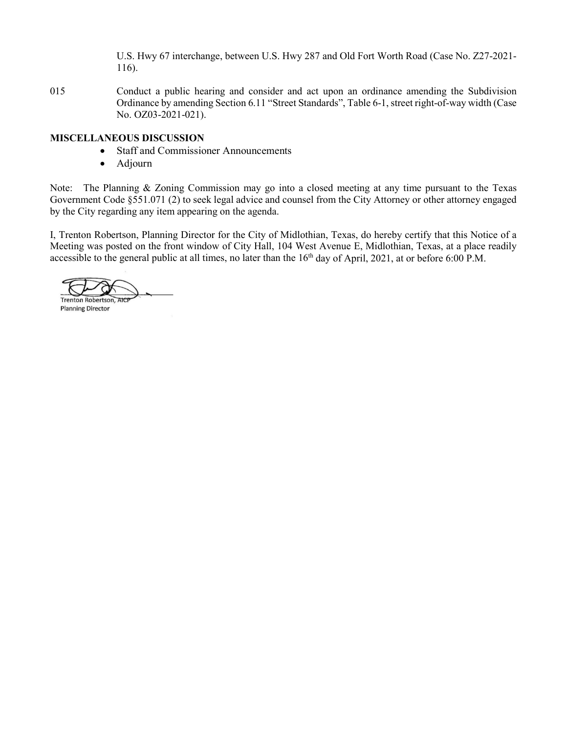U.S. Hwy 67 interchange, between U.S. Hwy 287 and Old Fort Worth Road (Case No. Z27-2021-116).

015 Conduct a public hearing and consider and act upon an ordinance amending the Subdivision Ordinance by amending Section 6.11 "Street Standards", Table 6-1, street right-of-way width (Case No. OZ03-2021-021).

**MISCELLANEOUS DISCUSSION**

- Staff and Commissioner Announcements
- Adjourn

Note: The Planning & Zoning Commission may go into a closed meeting at any time pursuant to the Texas Government Code §551.071 (2) to seek legal advice and counsel from the City Attorney or other attorney engaged by the City regarding any item appearing on the agenda.

I, Trenton Robertson, Planning Director for the City of Midlothian, Texas, do hereby certify that this Notice of a Meeting was posted on the front window of City Hall, 104 West Avenue E, Midlothian, Texas, at a place readily accessible to the general public at all times, no later than the 16th day of April, 2021, at or before 6:00 P.M.

Trenton Robertson, AICP
Planning Director